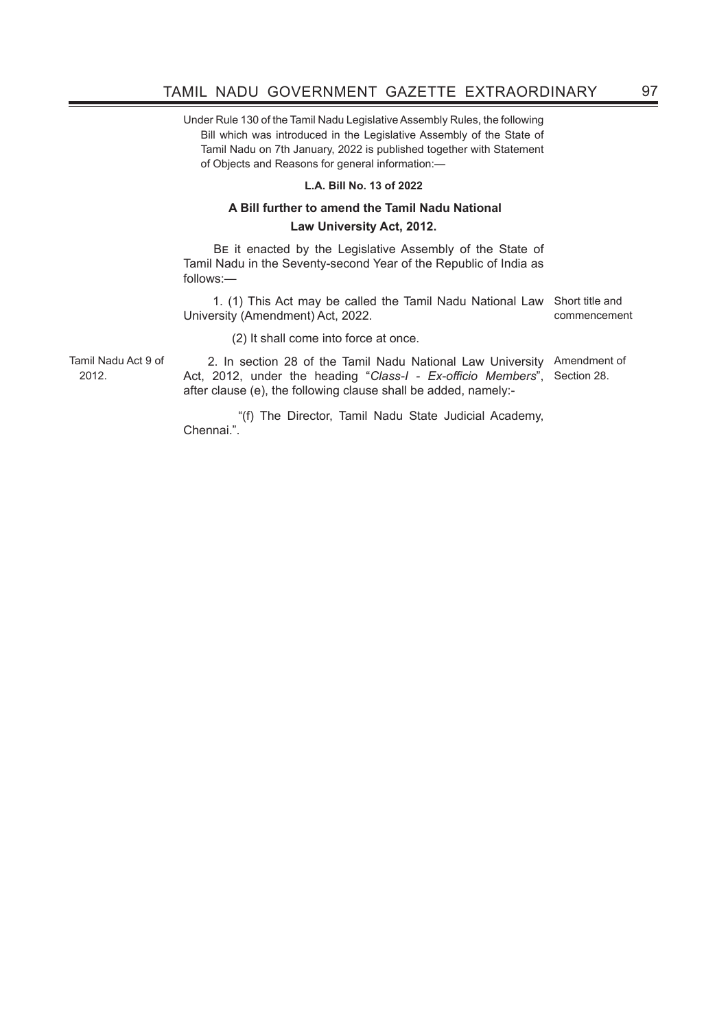Under Rule 130 of the Tamil Nadu Legislative Assembly Rules, the following Bill which was introduced in the Legislative Assembly of the State of Tamil Nadu on 7th January, 2022 is published together with Statement of Objects and Reasons for general information:—

**L.A. Bill No. 13 of 2022**

**A Bill further to amend the Tamil Nadu National Law University Act, 2012.**

Be it enacted by the Legislative Assembly of the State of Tamil Nadu in the Seventy-second Year of the Republic of India as follows:—

*Short title and commencement*

1. (1) This Act may be called the Tamil Nadu National Law University (Amendment) Act, 2022.

(2) It shall come into force at once.

*Tamil Nadu Act 9 of 2012.* *Amendment of Section 28.*

2. In section 28 of the Tamil Nadu National Law University Act, 2012, under the heading "*Class-I - Ex-officio Members*", after clause (e), the following clause shall be added, namely:-

"(f) The Director, Tamil Nadu State Judicial Academy, Chennai.".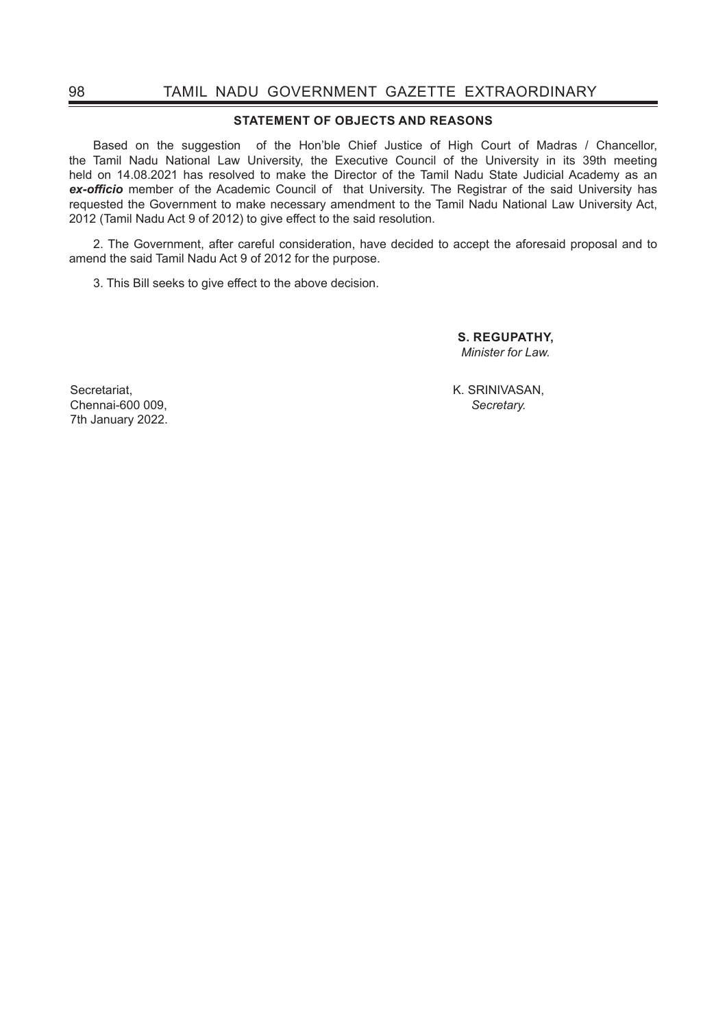## STATEMENT OF OBJECTS AND REASONS

Based on the suggestion of the Hon'ble Chief Justice of High Court of Madras / Chancellor, the Tamil Nadu National Law University, the Executive Council of the University in its 39th meeting held on 14.08.2021 has resolved to make the Director of the Tamil Nadu State Judicial Academy as an ***ex-officio*** member of the Academic Council of that University. The Registrar of the said University has requested the Government to make necessary amendment to the Tamil Nadu National Law University Act, 2012 (Tamil Nadu Act 9 of 2012) to give effect to the said resolution.

2. The Government, after careful consideration, have decided to accept the aforesaid proposal and to amend the said Tamil Nadu Act 9 of 2012 for the purpose.

3. This Bill seeks to give effect to the above decision.

**S. REGUPATHY,**
*Minister for Law.*

Secretariat,
Chennai-600 009,
7th January 2022.

K. SRINIVASAN,
*Secretary.*